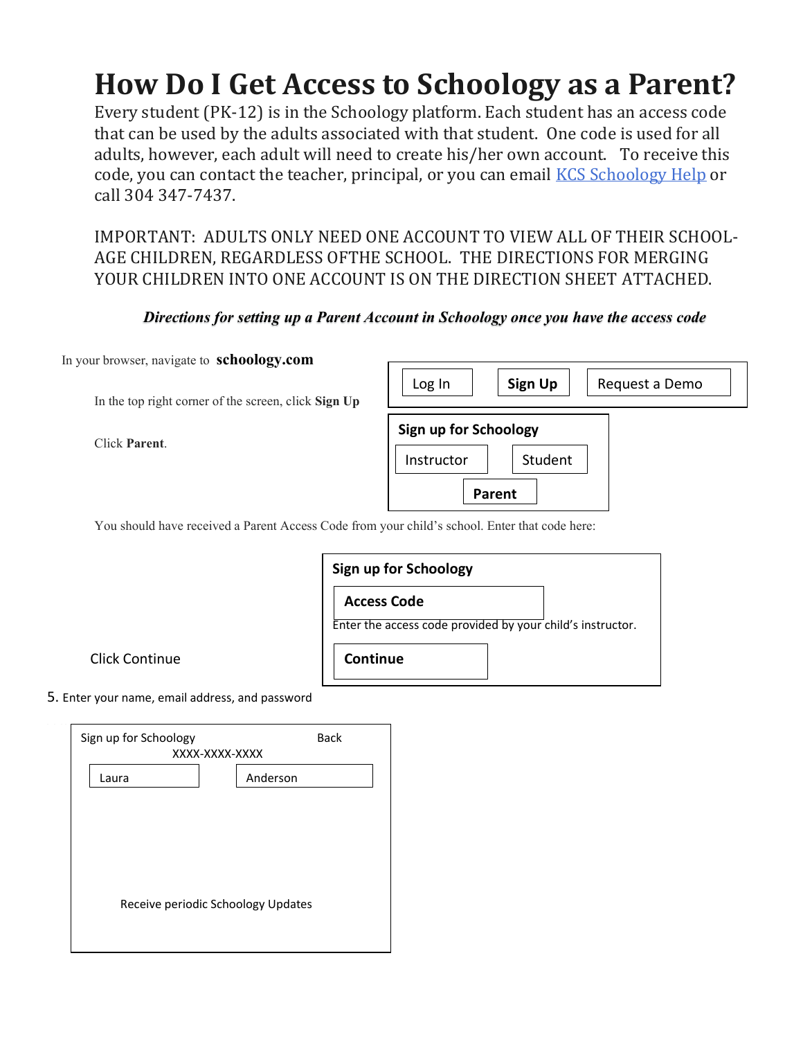# How Do I Get Access to Schoology as a Parent?

Every student (PK-12) is in the Schoology platform. Each student has an access code that can be used by the adults associated with that student. One code is used for all adults, however, each adult will need to create his/her own account. To receive this code, you can contact the teacher, principal, or you can email [KCS Schoology Help]() or call 304 347-7437.

IMPORTANT: ADULTS ONLY NEED ONE ACCOUNT TO VIEW ALL OF THEIR SCHOOL-AGE CHILDREN, REGARDLESS OFTHE SCHOOL. THE DIRECTIONS FOR MERGING YOUR CHILDREN INTO ONE ACCOUNT IS ON THE DIRECTION SHEET ATTACHED.

***Directions for setting up a Parent Account in Schoology once you have the access code***

In your browser, navigate to **schoology.com**

In the top right corner of the screen, click **Sign Up**

Log In | **Sign Up** | Request a Demo

Click **Parent**.

**Sign up for Schoology**

Instructor | Student | **Parent**

You should have received a Parent Access Code from your child's school. Enter that code here:

**Sign up for Schoology**

**Access Code**

Enter the access code provided by your child's instructor.

Click Continue

**Continue**

5. Enter your name, email address, and password

Sign up for Schoology — Back

XXXX-XXXX-XXXX

Laura | Anderson

Receive periodic Schoology Updates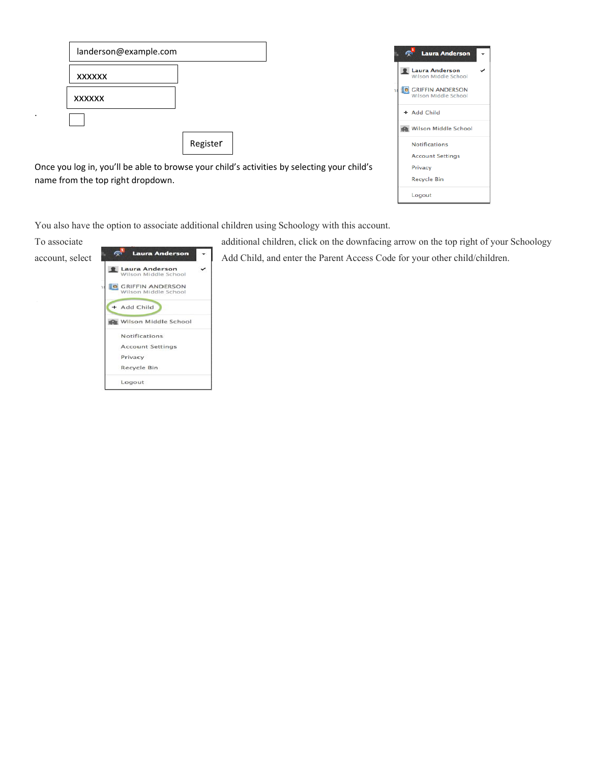landerson@example.com

xxxxxx

xxxxxx

Register

Once you log in, you'll be able to browse your child's activities by selecting your child's name from the top right dropdown.

Laura Anderson

Laura Anderson
Wilson Middle School

GRIFFIN ANDERSON
Wilson Middle School

+ Add Child

Wilson Middle School

Notifications

Account Settings

Privacy

Recycle Bin

Logout

You also have the option to associate additional children using Schoology with this account.

To associate additional children, click on the downfacing arrow on the top right of your Schoology account, select Add Child, and enter the Parent Access Code for your other child/children.

Laura Anderson

Laura Anderson
Wilson Middle School

GRIFFIN ANDERSON
Wilson Middle School

+ Add Child

Wilson Middle School

Notifications

Account Settings

Privacy

Recycle Bin

Logout